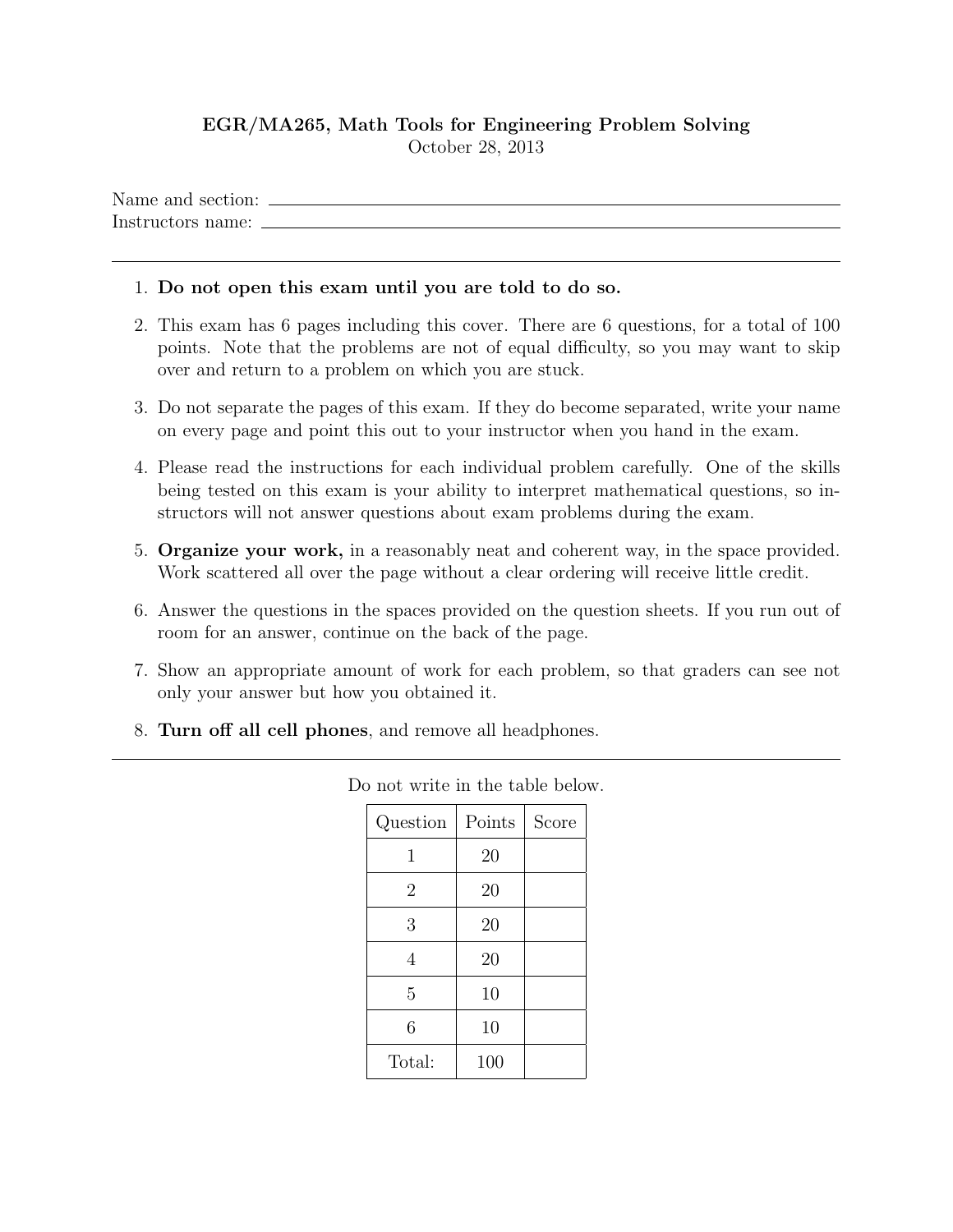**EGR/MA265, Math Tools for Engineering Problem Solving**

October 28, 2013

Name and section: ______________________________

Instructors name: ______________________________

---

1. **Do not open this exam until you are told to do so.**
2. This exam has 6 pages including this cover. There are 6 questions, for a total of 100 points. Note that the problems are not of equal difficulty, so you may want to skip over and return to a problem on which you are stuck.
3. Do not separate the pages of this exam. If they do become separated, write your name on every page and point this out to your instructor when you hand in the exam.
4. Please read the instructions for each individual problem carefully. One of the skills being tested on this exam is your ability to interpret mathematical questions, so instructors will not answer questions about exam problems during the exam.
5. **Organize your work,** in a reasonably neat and coherent way, in the space provided. Work scattered all over the page without a clear ordering will receive little credit.
6. Answer the questions in the spaces provided on the question sheets. If you run out of room for an answer, continue on the back of the page.
7. Show an appropriate amount of work for each problem, so that graders can see not only your answer but how you obtained it.
8. **Turn off all cell phones**, and remove all headphones.

---

Do not write in the table below.

| Question | Points | Score |
| --- | --- | --- |
| 1 | 20 | |
| 2 | 20 | |
| 3 | 20 | |
| 4 | 20 | |
| 5 | 10 | |
| 6 | 10 | |
| Total: | 100 | |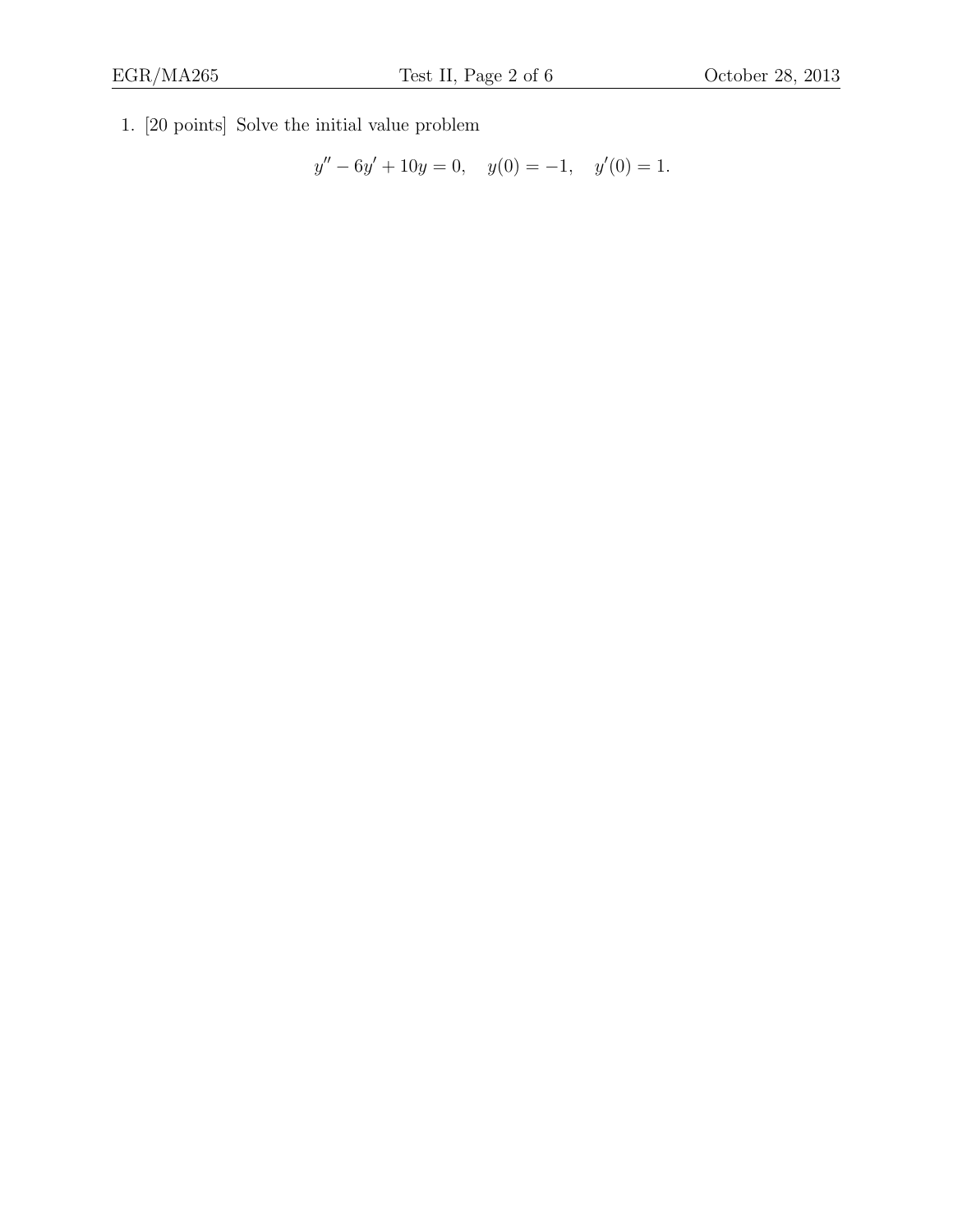1. [20 points] Solve the initial value problem

$$y'' - 6y' + 10y = 0, \quad y(0) = -1, \quad y'(0) = 1.$$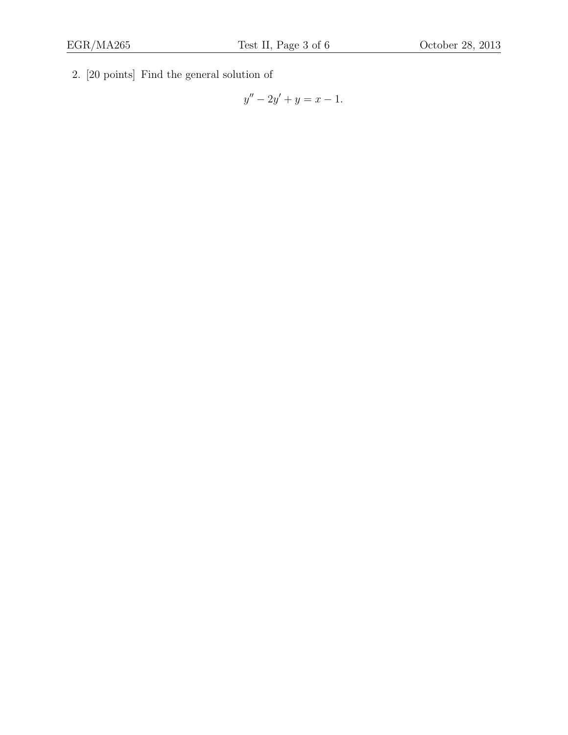2. [20 points] Find the general solution of

$$y'' - 2y' + y = x - 1.$$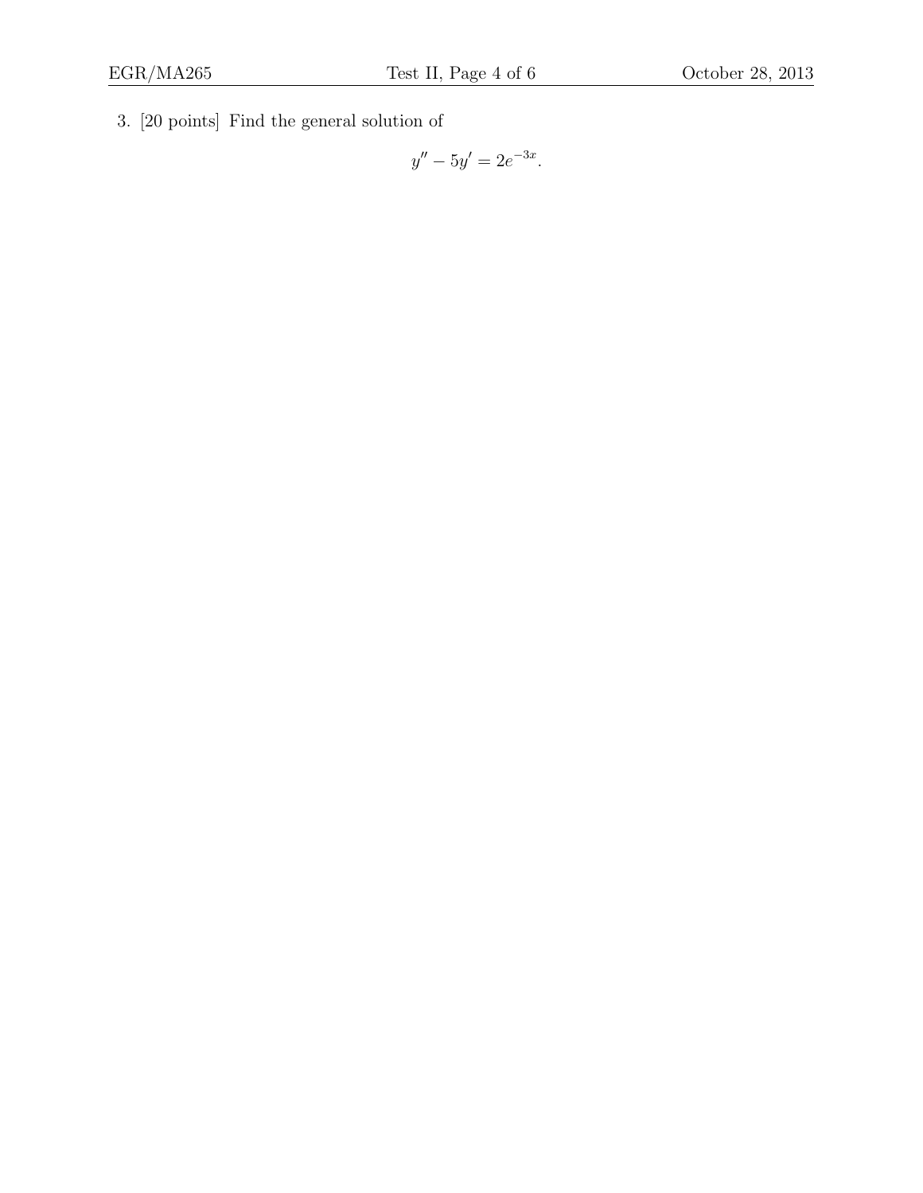3. [20 points] Find the general solution of

$$y'' - 5y' = 2e^{-3x}.$$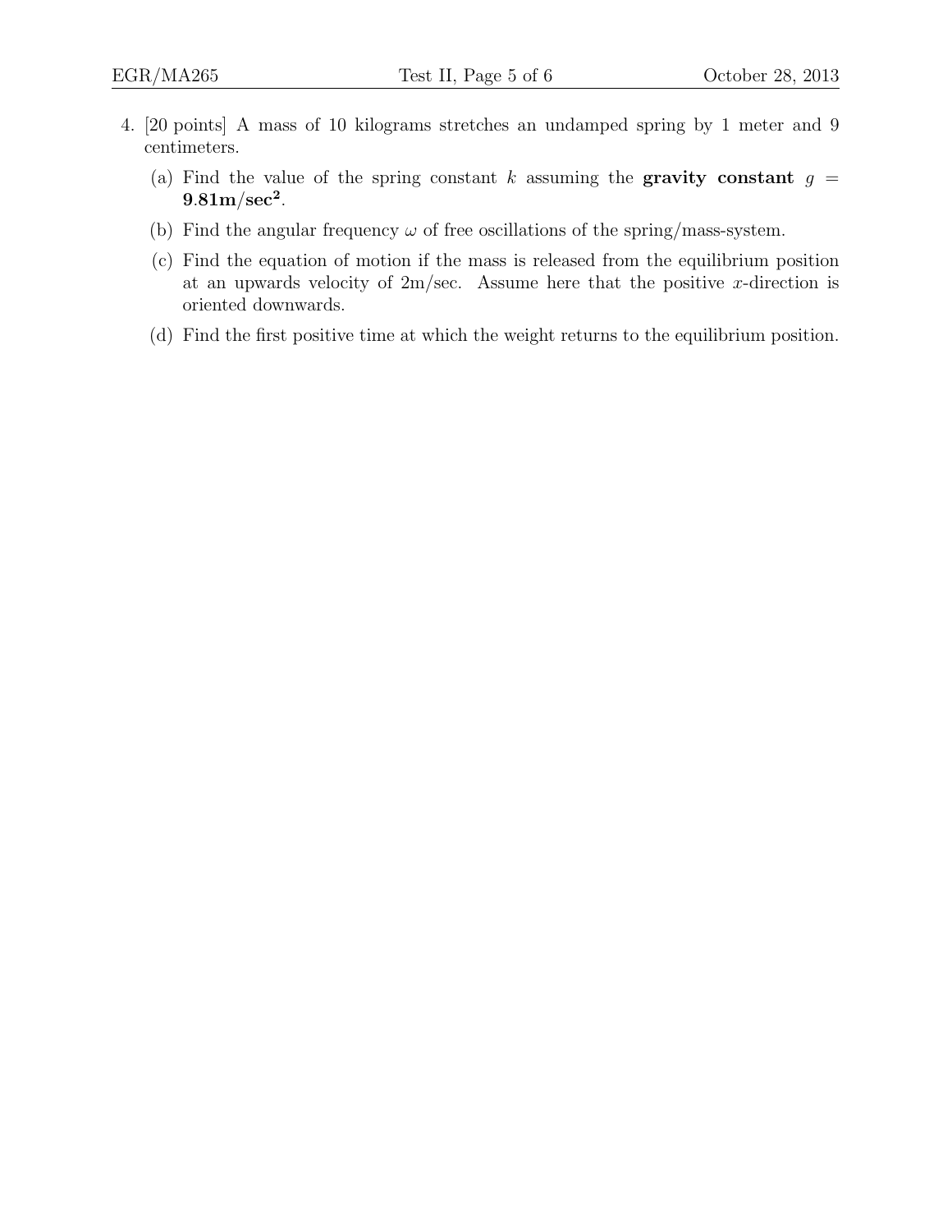4. [20 points] A mass of 10 kilograms stretches an undamped spring by 1 meter and 9 centimeters.

   (a) Find the value of the spring constant $k$ assuming the **gravity constant** $g = \mathbf{9.81 m/sec^2}$.

   (b) Find the angular frequency $\omega$ of free oscillations of the spring/mass-system.

   (c) Find the equation of motion if the mass is released from the equilibrium position at an upwards velocity of 2m/sec. Assume here that the positive $x$-direction is oriented downwards.

   (d) Find the first positive time at which the weight returns to the equilibrium position.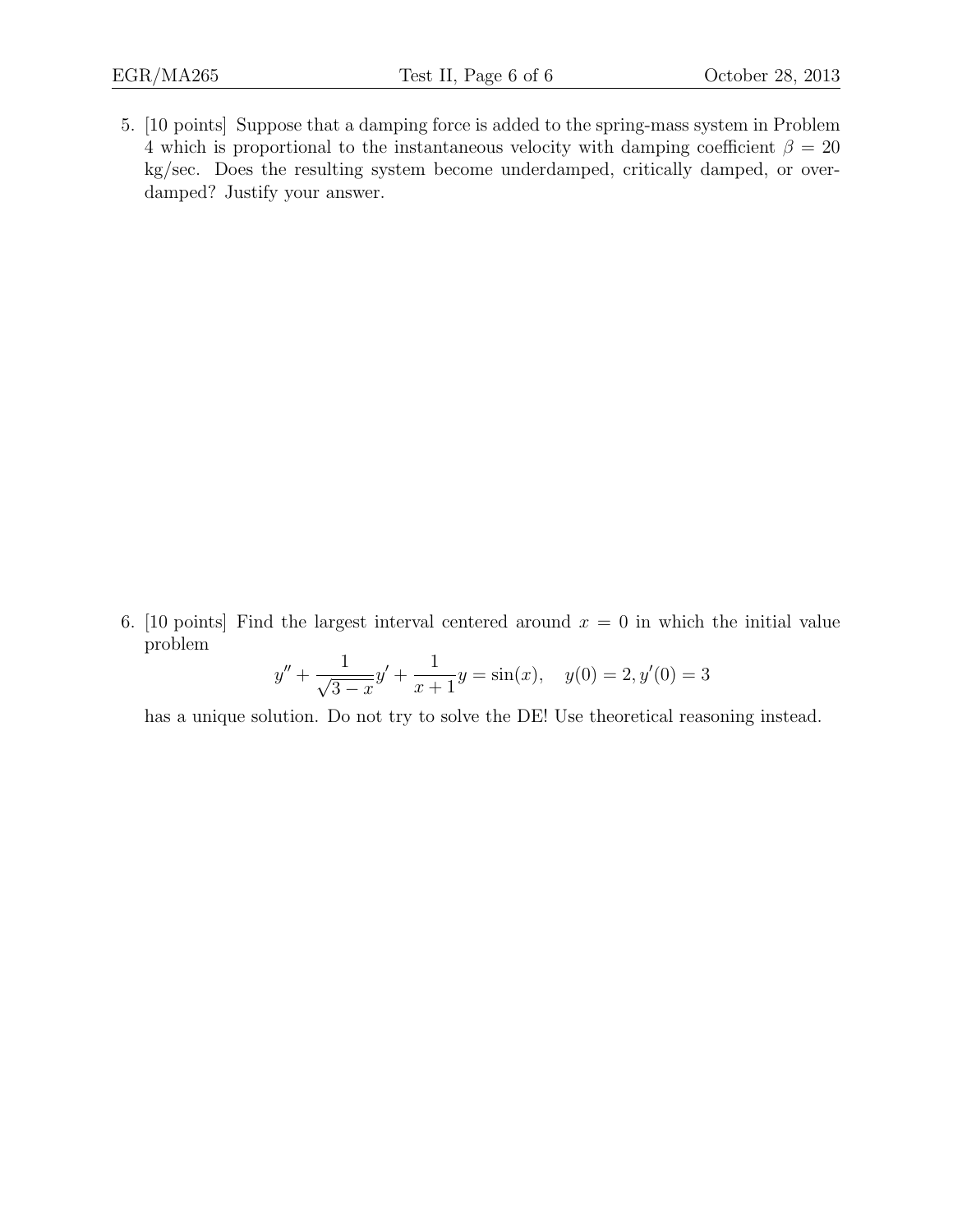5. [10 points] Suppose that a damping force is added to the spring-mass system in Problem 4 which is proportional to the instantaneous velocity with damping coefficient $\beta = 20$ kg/sec. Does the resulting system become underdamped, critically damped, or overdamped? Justify your answer.

6. [10 points] Find the largest interval centered around $x = 0$ in which the initial value problem

$$y'' + \frac{1}{\sqrt{3-x}}y' + \frac{1}{x+1}y = \sin(x), \quad y(0) = 2, y'(0) = 3$$

has a unique solution. Do not try to solve the DE! Use theoretical reasoning instead.